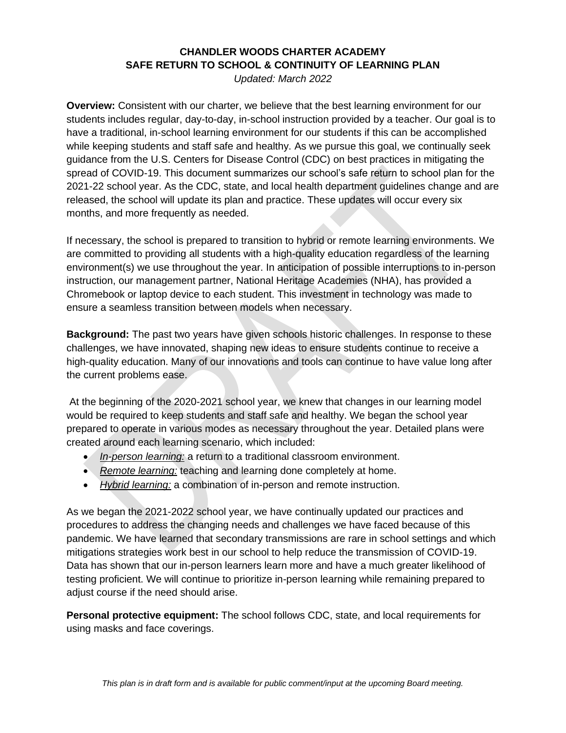**CHANDLER WOODS CHARTER ACADEMY**
**SAFE RETURN TO SCHOOL & CONTINUITY OF LEARNING PLAN**
*Updated: March 2022*

**Overview:** Consistent with our charter, we believe that the best learning environment for our students includes regular, day-to-day, in-school instruction provided by a teacher. Our goal is to have a traditional, in-school learning environment for our students if this can be accomplished while keeping students and staff safe and healthy. As we pursue this goal, we continually seek guidance from the U.S. Centers for Disease Control (CDC) on best practices in mitigating the spread of COVID-19. This document summarizes our school's safe return to school plan for the 2021-22 school year. As the CDC, state, and local health department guidelines change and are released, the school will update its plan and practice. These updates will occur every six months, and more frequently as needed.

If necessary, the school is prepared to transition to hybrid or remote learning environments. We are committed to providing all students with a high-quality education regardless of the learning environment(s) we use throughout the year. In anticipation of possible interruptions to in-person instruction, our management partner, National Heritage Academies (NHA), has provided a Chromebook or laptop device to each student. This investment in technology was made to ensure a seamless transition between models when necessary.

**Background:** The past two years have given schools historic challenges. In response to these challenges, we have innovated, shaping new ideas to ensure students continue to receive a high-quality education. Many of our innovations and tools can continue to have value long after the current problems ease.

At the beginning of the 2020-2021 school year, we knew that changes in our learning model would be required to keep students and staff safe and healthy. We began the school year prepared to operate in various modes as necessary throughout the year. Detailed plans were created around each learning scenario, which included:

- *In-person learning:* a return to a traditional classroom environment.
- *Remote learning:* teaching and learning done completely at home.
- *Hybrid learning:* a combination of in-person and remote instruction.

As we began the 2021-2022 school year, we have continually updated our practices and procedures to address the changing needs and challenges we have faced because of this pandemic. We have learned that secondary transmissions are rare in school settings and which mitigations strategies work best in our school to help reduce the transmission of COVID-19. Data has shown that our in-person learners learn more and have a much greater likelihood of testing proficient. We will continue to prioritize in-person learning while remaining prepared to adjust course if the need should arise.

**Personal protective equipment:** The school follows CDC, state, and local requirements for using masks and face coverings.

*This plan is in draft form and is available for public comment/input at the upcoming Board meeting.*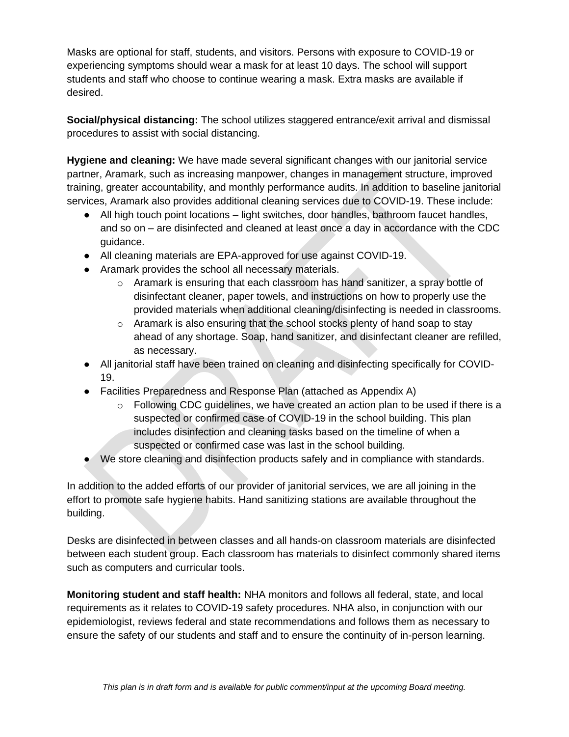Masks are optional for staff, students, and visitors. Persons with exposure to COVID-19 or experiencing symptoms should wear a mask for at least 10 days. The school will support students and staff who choose to continue wearing a mask. Extra masks are available if desired.

**Social/physical distancing:** The school utilizes staggered entrance/exit arrival and dismissal procedures to assist with social distancing.

**Hygiene and cleaning:** We have made several significant changes with our janitorial service partner, Aramark, such as increasing manpower, changes in management structure, improved training, greater accountability, and monthly performance audits. In addition to baseline janitorial services, Aramark also provides additional cleaning services due to COVID-19. These include:

- All high touch point locations – light switches, door handles, bathroom faucet handles, and so on – are disinfected and cleaned at least once a day in accordance with the CDC guidance.
- All cleaning materials are EPA-approved for use against COVID-19.
- Aramark provides the school all necessary materials.
  - Aramark is ensuring that each classroom has hand sanitizer, a spray bottle of disinfectant cleaner, paper towels, and instructions on how to properly use the provided materials when additional cleaning/disinfecting is needed in classrooms.
  - Aramark is also ensuring that the school stocks plenty of hand soap to stay ahead of any shortage. Soap, hand sanitizer, and disinfectant cleaner are refilled, as necessary.
- All janitorial staff have been trained on cleaning and disinfecting specifically for COVID-19.
- Facilities Preparedness and Response Plan (attached as Appendix A)
  - Following CDC guidelines, we have created an action plan to be used if there is a suspected or confirmed case of COVID-19 in the school building. This plan includes disinfection and cleaning tasks based on the timeline of when a suspected or confirmed case was last in the school building.
- We store cleaning and disinfection products safely and in compliance with standards.

In addition to the added efforts of our provider of janitorial services, we are all joining in the effort to promote safe hygiene habits. Hand sanitizing stations are available throughout the building.

Desks are disinfected in between classes and all hands-on classroom materials are disinfected between each student group. Each classroom has materials to disinfect commonly shared items such as computers and curricular tools.

**Monitoring student and staff health:** NHA monitors and follows all federal, state, and local requirements as it relates to COVID-19 safety procedures. NHA also, in conjunction with our epidemiologist, reviews federal and state recommendations and follows them as necessary to ensure the safety of our students and staff and to ensure the continuity of in-person learning.

*This plan is in draft form and is available for public comment/input at the upcoming Board meeting.*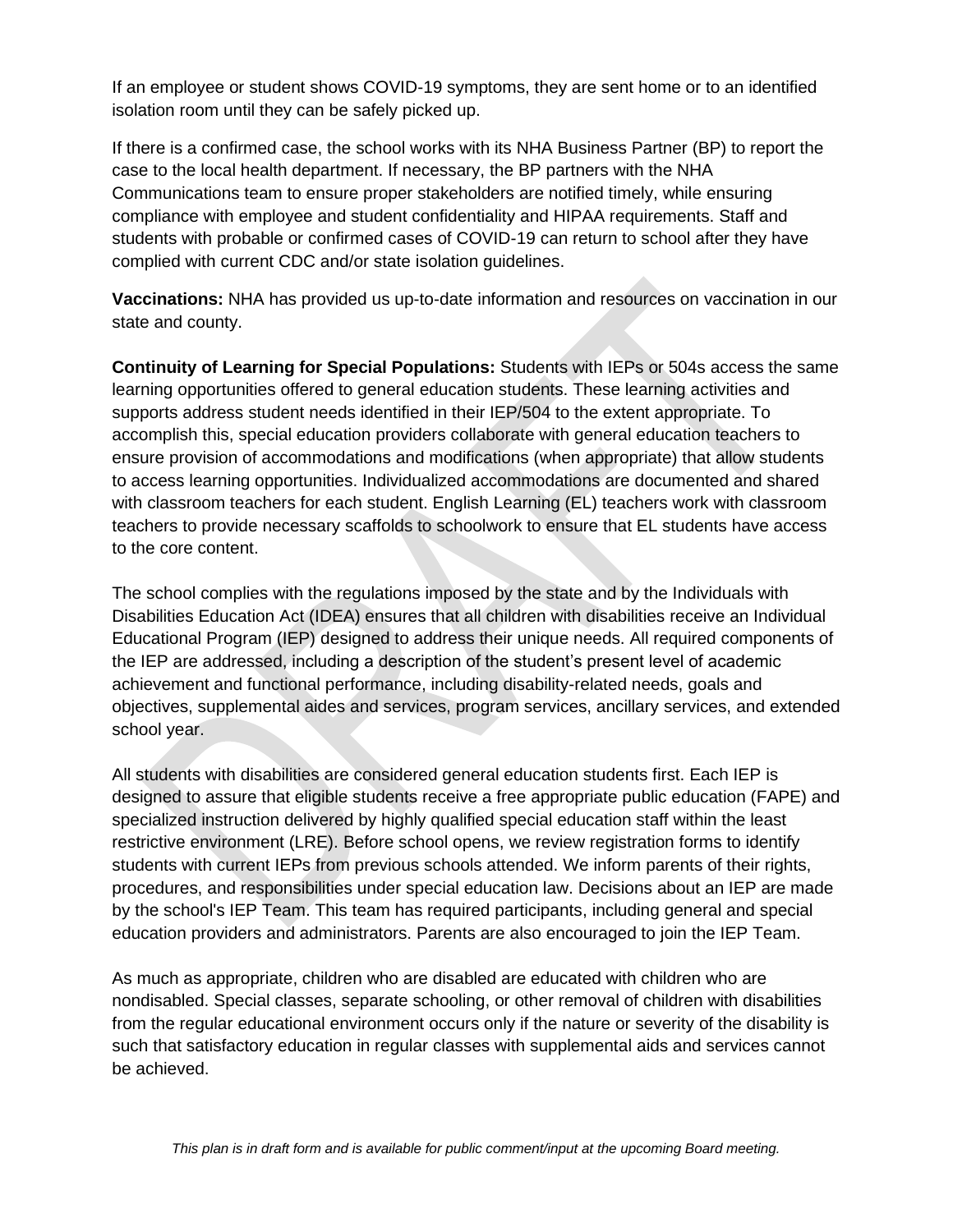If an employee or student shows COVID-19 symptoms, they are sent home or to an identified isolation room until they can be safely picked up.

If there is a confirmed case, the school works with its NHA Business Partner (BP) to report the case to the local health department. If necessary, the BP partners with the NHA Communications team to ensure proper stakeholders are notified timely, while ensuring compliance with employee and student confidentiality and HIPAA requirements. Staff and students with probable or confirmed cases of COVID-19 can return to school after they have complied with current CDC and/or state isolation guidelines.

**Vaccinations:** NHA has provided us up-to-date information and resources on vaccination in our state and county.

**Continuity of Learning for Special Populations:** Students with IEPs or 504s access the same learning opportunities offered to general education students. These learning activities and supports address student needs identified in their IEP/504 to the extent appropriate. To accomplish this, special education providers collaborate with general education teachers to ensure provision of accommodations and modifications (when appropriate) that allow students to access learning opportunities. Individualized accommodations are documented and shared with classroom teachers for each student. English Learning (EL) teachers work with classroom teachers to provide necessary scaffolds to schoolwork to ensure that EL students have access to the core content.

The school complies with the regulations imposed by the state and by the Individuals with Disabilities Education Act (IDEA) ensures that all children with disabilities receive an Individual Educational Program (IEP) designed to address their unique needs. All required components of the IEP are addressed, including a description of the student's present level of academic achievement and functional performance, including disability-related needs, goals and objectives, supplemental aides and services, program services, ancillary services, and extended school year.

All students with disabilities are considered general education students first. Each IEP is designed to assure that eligible students receive a free appropriate public education (FAPE) and specialized instruction delivered by highly qualified special education staff within the least restrictive environment (LRE). Before school opens, we review registration forms to identify students with current IEPs from previous schools attended. We inform parents of their rights, procedures, and responsibilities under special education law. Decisions about an IEP are made by the school's IEP Team. This team has required participants, including general and special education providers and administrators. Parents are also encouraged to join the IEP Team.

As much as appropriate, children who are disabled are educated with children who are nondisabled. Special classes, separate schooling, or other removal of children with disabilities from the regular educational environment occurs only if the nature or severity of the disability is such that satisfactory education in regular classes with supplemental aids and services cannot be achieved.

*This plan is in draft form and is available for public comment/input at the upcoming Board meeting.*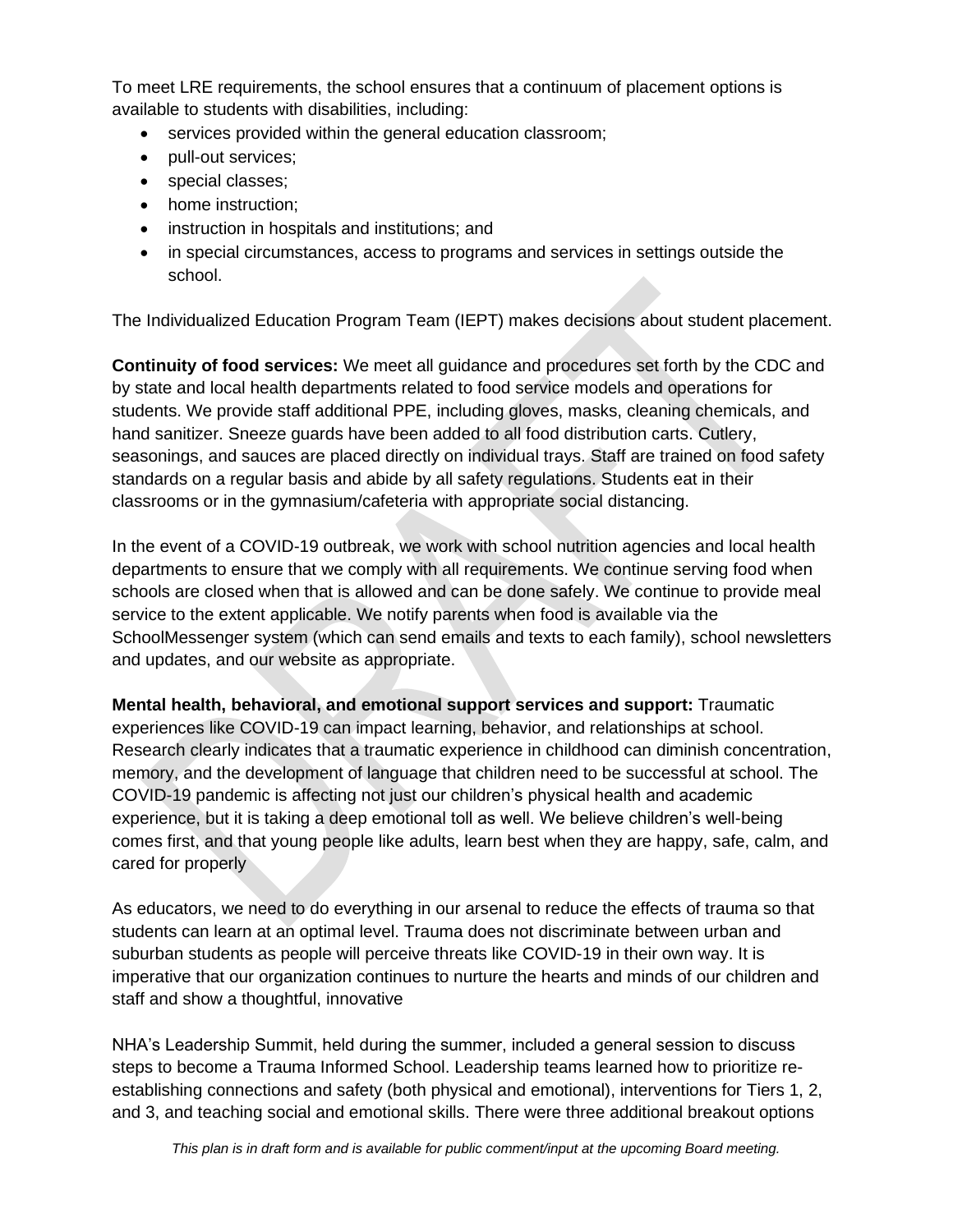To meet LRE requirements, the school ensures that a continuum of placement options is available to students with disabilities, including:

- services provided within the general education classroom;
- pull-out services;
- special classes;
- home instruction;
- instruction in hospitals and institutions; and
- in special circumstances, access to programs and services in settings outside the school.

The Individualized Education Program Team (IEPT) makes decisions about student placement.

**Continuity of food services:** We meet all guidance and procedures set forth by the CDC and by state and local health departments related to food service models and operations for students. We provide staff additional PPE, including gloves, masks, cleaning chemicals, and hand sanitizer. Sneeze guards have been added to all food distribution carts. Cutlery, seasonings, and sauces are placed directly on individual trays. Staff are trained on food safety standards on a regular basis and abide by all safety regulations. Students eat in their classrooms or in the gymnasium/cafeteria with appropriate social distancing.

In the event of a COVID-19 outbreak, we work with school nutrition agencies and local health departments to ensure that we comply with all requirements. We continue serving food when schools are closed when that is allowed and can be done safely. We continue to provide meal service to the extent applicable. We notify parents when food is available via the SchoolMessenger system (which can send emails and texts to each family), school newsletters and updates, and our website as appropriate.

**Mental health, behavioral, and emotional support services and support:** Traumatic experiences like COVID-19 can impact learning, behavior, and relationships at school. Research clearly indicates that a traumatic experience in childhood can diminish concentration, memory, and the development of language that children need to be successful at school. The COVID-19 pandemic is affecting not just our children's physical health and academic experience, but it is taking a deep emotional toll as well. We believe children's well-being comes first, and that young people like adults, learn best when they are happy, safe, calm, and cared for properly

As educators, we need to do everything in our arsenal to reduce the effects of trauma so that students can learn at an optimal level. Trauma does not discriminate between urban and suburban students as people will perceive threats like COVID-19 in their own way. It is imperative that our organization continues to nurture the hearts and minds of our children and staff and show a thoughtful, innovative

NHA's Leadership Summit, held during the summer, included a general session to discuss steps to become a Trauma Informed School. Leadership teams learned how to prioritize re-establishing connections and safety (both physical and emotional), interventions for Tiers 1, 2, and 3, and teaching social and emotional skills. There were three additional breakout options

*This plan is in draft form and is available for public comment/input at the upcoming Board meeting.*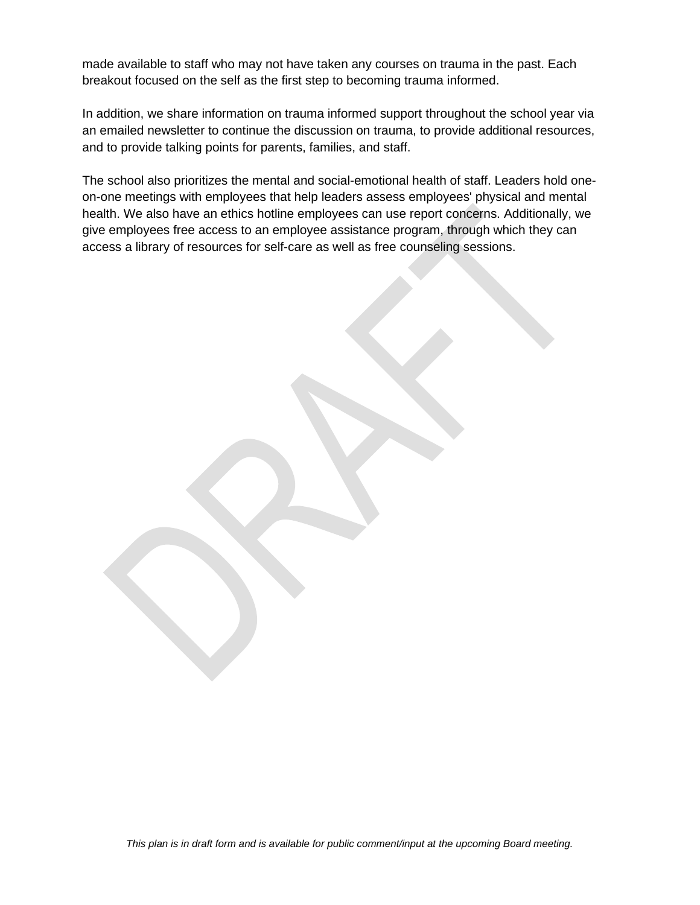made available to staff who may not have taken any courses on trauma in the past. Each breakout focused on the self as the first step to becoming trauma informed.

In addition, we share information on trauma informed support throughout the school year via an emailed newsletter to continue the discussion on trauma, to provide additional resources, and to provide talking points for parents, families, and staff.

The school also prioritizes the mental and social-emotional health of staff. Leaders hold one-on-one meetings with employees that help leaders assess employees' physical and mental health. We also have an ethics hotline employees can use report concerns. Additionally, we give employees free access to an employee assistance program, through which they can access a library of resources for self-care as well as free counseling sessions.

*This plan is in draft form and is available for public comment/input at the upcoming Board meeting.*